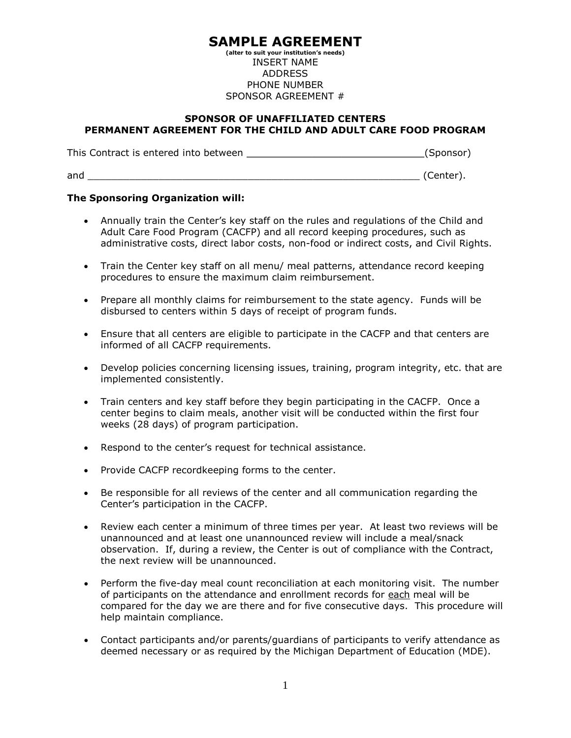# SAMPLE AGREEMENT

**(alter to suit your institution's needs)**

INSERT NAME
ADDRESS
PHONE NUMBER
SPONSOR AGREEMENT #

## SPONSOR OF UNAFFILIATED CENTERS
## PERMANENT AGREEMENT FOR THE CHILD AND ADULT CARE FOOD PROGRAM

This Contract is entered into between ______________________________(Sponsor)

and _________________________________________________________ (Center).

**The Sponsoring Organization will:**

- Annually train the Center's key staff on the rules and regulations of the Child and Adult Care Food Program (CACFP) and all record keeping procedures, such as administrative costs, direct labor costs, non-food or indirect costs, and Civil Rights.

- Train the Center key staff on all menu/ meal patterns, attendance record keeping procedures to ensure the maximum claim reimbursement.

- Prepare all monthly claims for reimbursement to the state agency. Funds will be disbursed to centers within 5 days of receipt of program funds.

- Ensure that all centers are eligible to participate in the CACFP and that centers are informed of all CACFP requirements.

- Develop policies concerning licensing issues, training, program integrity, etc. that are implemented consistently.

- Train centers and key staff before they begin participating in the CACFP. Once a center begins to claim meals, another visit will be conducted within the first four weeks (28 days) of program participation.

- Respond to the center's request for technical assistance.

- Provide CACFP recordkeeping forms to the center.

- Be responsible for all reviews of the center and all communication regarding the Center's participation in the CACFP.

- Review each center a minimum of three times per year. At least two reviews will be unannounced and at least one unannounced review will include a meal/snack observation. If, during a review, the Center is out of compliance with the Contract, the next review will be unannounced.

- Perform the five-day meal count reconciliation at each monitoring visit. The number of participants on the attendance and enrollment records for each meal will be compared for the day we are there and for five consecutive days. This procedure will help maintain compliance.

- Contact participants and/or parents/guardians of participants to verify attendance as deemed necessary or as required by the Michigan Department of Education (MDE).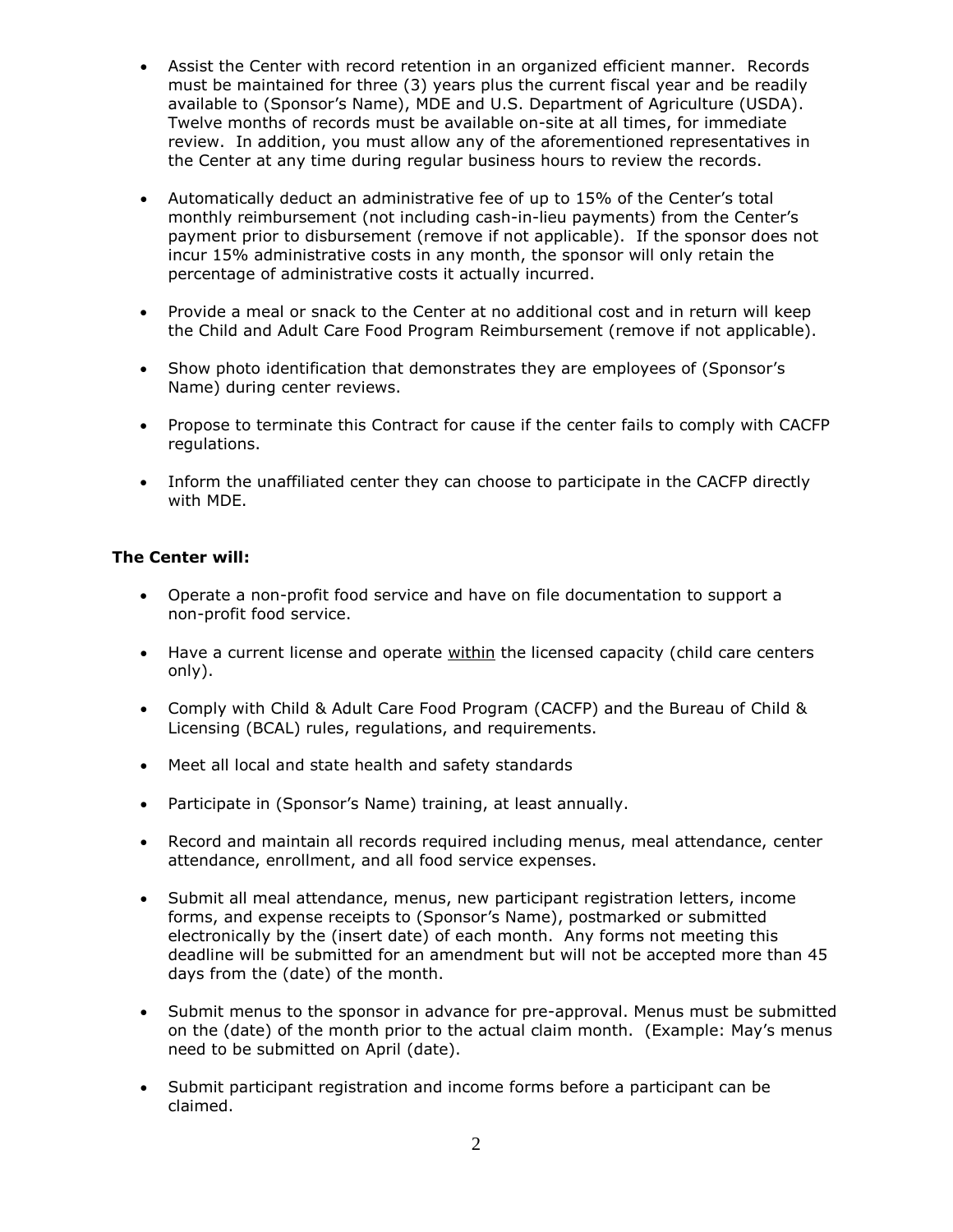- Assist the Center with record retention in an organized efficient manner. Records must be maintained for three (3) years plus the current fiscal year and be readily available to (Sponsor's Name), MDE and U.S. Department of Agriculture (USDA). Twelve months of records must be available on-site at all times, for immediate review. In addition, you must allow any of the aforementioned representatives in the Center at any time during regular business hours to review the records.
- Automatically deduct an administrative fee of up to 15% of the Center's total monthly reimbursement (not including cash-in-lieu payments) from the Center's payment prior to disbursement (remove if not applicable). If the sponsor does not incur 15% administrative costs in any month, the sponsor will only retain the percentage of administrative costs it actually incurred.
- Provide a meal or snack to the Center at no additional cost and in return will keep the Child and Adult Care Food Program Reimbursement (remove if not applicable).
- Show photo identification that demonstrates they are employees of (Sponsor's Name) during center reviews.
- Propose to terminate this Contract for cause if the center fails to comply with CACFP regulations.
- Inform the unaffiliated center they can choose to participate in the CACFP directly with MDE.

**The Center will:**

- Operate a non-profit food service and have on file documentation to support a non-profit food service.
- Have a current license and operate <u>within</u> the licensed capacity (child care centers only).
- Comply with Child & Adult Care Food Program (CACFP) and the Bureau of Child & Licensing (BCAL) rules, regulations, and requirements.
- Meet all local and state health and safety standards
- Participate in (Sponsor's Name) training, at least annually.
- Record and maintain all records required including menus, meal attendance, center attendance, enrollment, and all food service expenses.
- Submit all meal attendance, menus, new participant registration letters, income forms, and expense receipts to (Sponsor's Name), postmarked or submitted electronically by the (insert date) of each month. Any forms not meeting this deadline will be submitted for an amendment but will not be accepted more than 45 days from the (date) of the month.
- Submit menus to the sponsor in advance for pre-approval. Menus must be submitted on the (date) of the month prior to the actual claim month. (Example: May's menus need to be submitted on April (date).
- Submit participant registration and income forms before a participant can be claimed.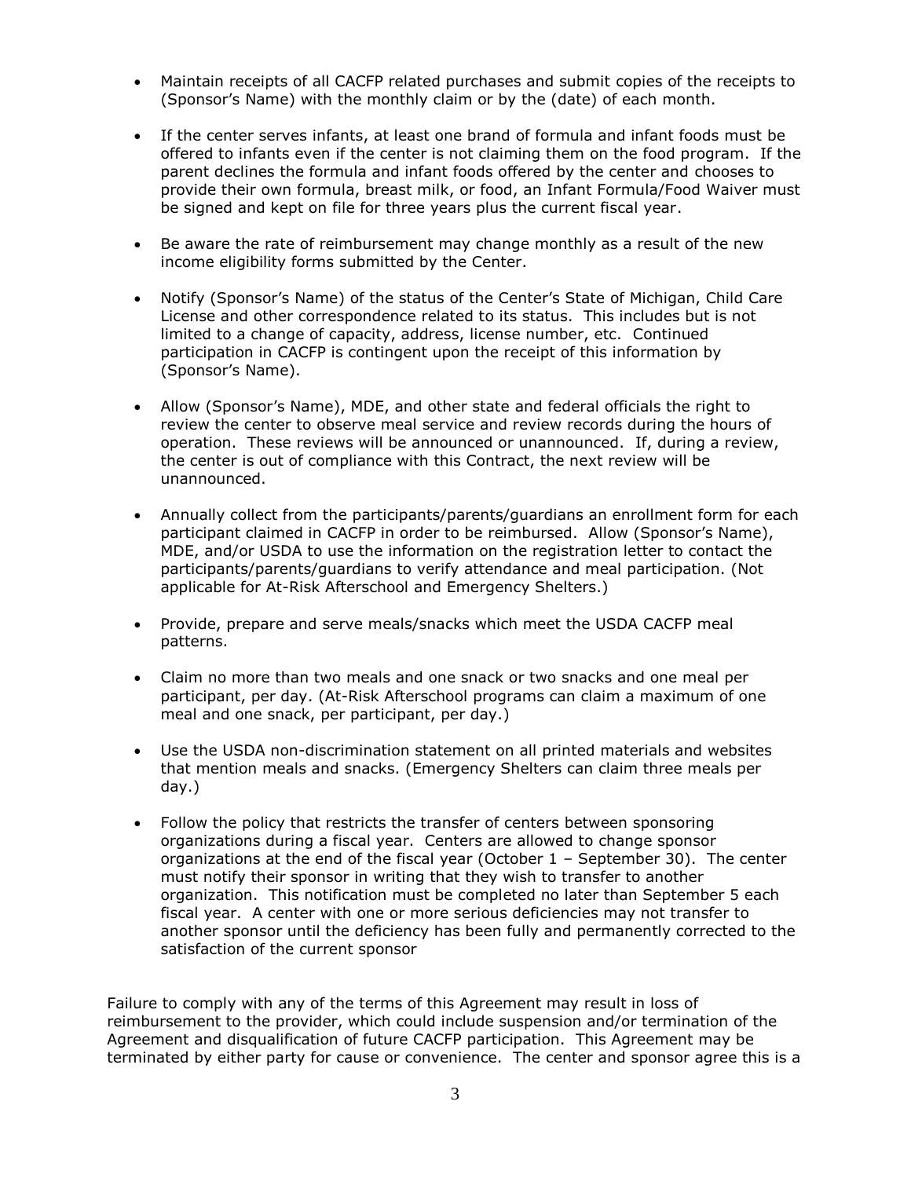- Maintain receipts of all CACFP related purchases and submit copies of the receipts to (Sponsor's Name) with the monthly claim or by the (date) of each month.

- If the center serves infants, at least one brand of formula and infant foods must be offered to infants even if the center is not claiming them on the food program. If the parent declines the formula and infant foods offered by the center and chooses to provide their own formula, breast milk, or food, an Infant Formula/Food Waiver must be signed and kept on file for three years plus the current fiscal year.

- Be aware the rate of reimbursement may change monthly as a result of the new income eligibility forms submitted by the Center.

- Notify (Sponsor's Name) of the status of the Center's State of Michigan, Child Care License and other correspondence related to its status. This includes but is not limited to a change of capacity, address, license number, etc. Continued participation in CACFP is contingent upon the receipt of this information by (Sponsor's Name).

- Allow (Sponsor's Name), MDE, and other state and federal officials the right to review the center to observe meal service and review records during the hours of operation. These reviews will be announced or unannounced. If, during a review, the center is out of compliance with this Contract, the next review will be unannounced.

- Annually collect from the participants/parents/guardians an enrollment form for each participant claimed in CACFP in order to be reimbursed. Allow (Sponsor's Name), MDE, and/or USDA to use the information on the registration letter to contact the participants/parents/guardians to verify attendance and meal participation. (Not applicable for At-Risk Afterschool and Emergency Shelters.)

- Provide, prepare and serve meals/snacks which meet the USDA CACFP meal patterns.

- Claim no more than two meals and one snack or two snacks and one meal per participant, per day. (At-Risk Afterschool programs can claim a maximum of one meal and one snack, per participant, per day.)

- Use the USDA non-discrimination statement on all printed materials and websites that mention meals and snacks. (Emergency Shelters can claim three meals per day.)

- Follow the policy that restricts the transfer of centers between sponsoring organizations during a fiscal year. Centers are allowed to change sponsor organizations at the end of the fiscal year (October 1 – September 30). The center must notify their sponsor in writing that they wish to transfer to another organization. This notification must be completed no later than September 5 each fiscal year. A center with one or more serious deficiencies may not transfer to another sponsor until the deficiency has been fully and permanently corrected to the satisfaction of the current sponsor

Failure to comply with any of the terms of this Agreement may result in loss of reimbursement to the provider, which could include suspension and/or termination of the Agreement and disqualification of future CACFP participation. This Agreement may be terminated by either party for cause or convenience. The center and sponsor agree this is a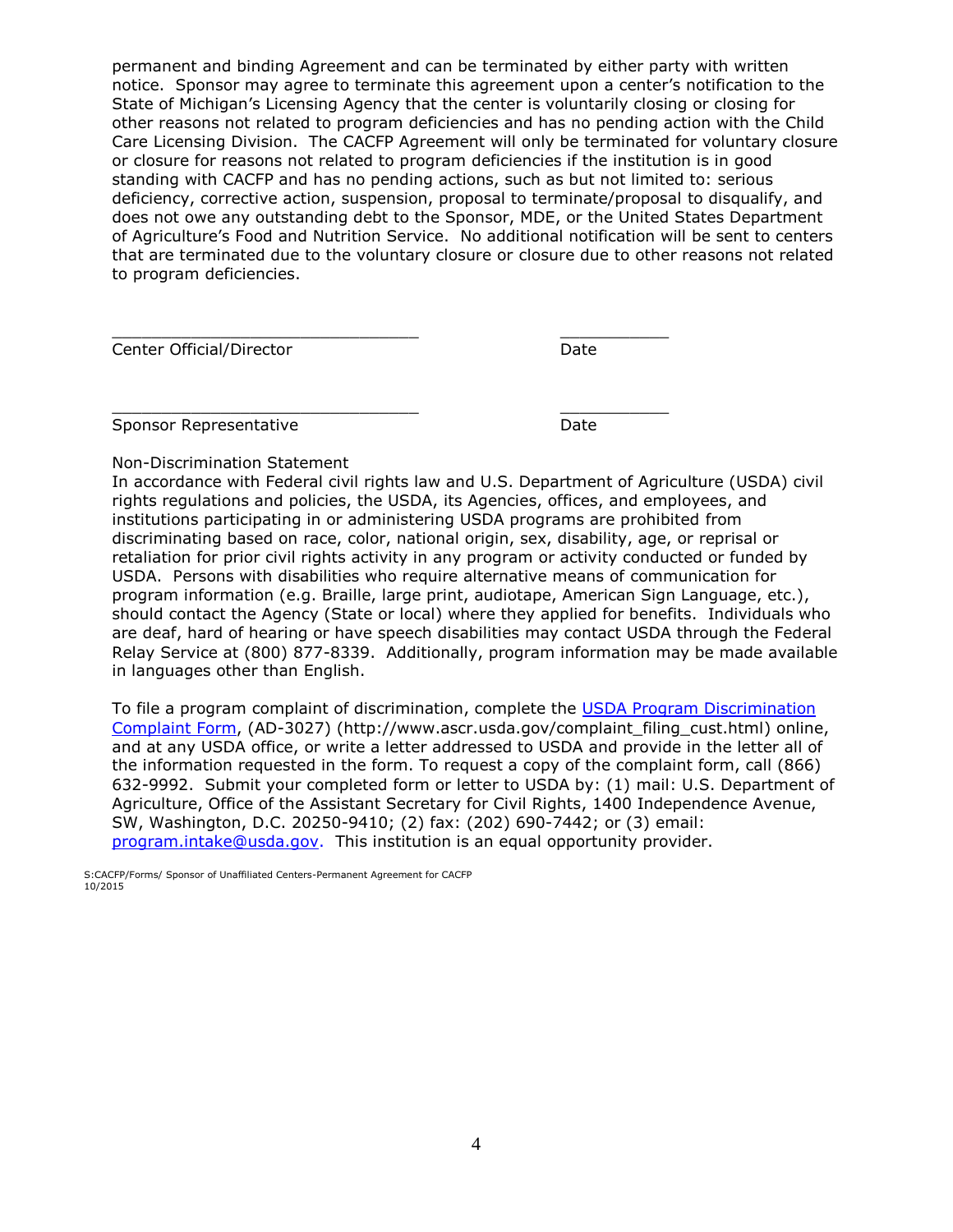permanent and binding Agreement and can be terminated by either party with written notice. Sponsor may agree to terminate this agreement upon a center's notification to the State of Michigan's Licensing Agency that the center is voluntarily closing or closing for other reasons not related to program deficiencies and has no pending action with the Child Care Licensing Division. The CACFP Agreement will only be terminated for voluntary closure or closure for reasons not related to program deficiencies if the institution is in good standing with CACFP and has no pending actions, such as but not limited to: serious deficiency, corrective action, suspension, proposal to terminate/proposal to disqualify, and does not owe any outstanding debt to the Sponsor, MDE, or the United States Department of Agriculture's Food and Nutrition Service. No additional notification will be sent to centers that are terminated due to the voluntary closure or closure due to other reasons not related to program deficiencies.

\_\_\_\_\_\_\_\_\_\_\_\_\_\_\_\_\_\_\_\_\_\_\_\_\_\_\_\_\_\_\_\_ \_\_\_\_\_\_\_\_\_\_\_
Center Official/Director Date

\_\_\_\_\_\_\_\_\_\_\_\_\_\_\_\_\_\_\_\_\_\_\_\_\_\_\_\_\_\_\_\_ \_\_\_\_\_\_\_\_\_\_\_
Sponsor Representative Date

Non-Discrimination Statement

In accordance with Federal civil rights law and U.S. Department of Agriculture (USDA) civil rights regulations and policies, the USDA, its Agencies, offices, and employees, and institutions participating in or administering USDA programs are prohibited from discriminating based on race, color, national origin, sex, disability, age, or reprisal or retaliation for prior civil rights activity in any program or activity conducted or funded by USDA. Persons with disabilities who require alternative means of communication for program information (e.g. Braille, large print, audiotape, American Sign Language, etc.), should contact the Agency (State or local) where they applied for benefits. Individuals who are deaf, hard of hearing or have speech disabilities may contact USDA through the Federal Relay Service at (800) 877-8339. Additionally, program information may be made available in languages other than English.

To file a program complaint of discrimination, complete the [USDA Program Discrimination Complaint Form](http://www.ascr.usda.gov/complaint_filing_cust.html), (AD-3027) (http://www.ascr.usda.gov/complaint_filing_cust.html) online, and at any USDA office, or write a letter addressed to USDA and provide in the letter all of the information requested in the form. To request a copy of the complaint form, call (866) 632-9992. Submit your completed form or letter to USDA by: (1) mail: U.S. Department of Agriculture, Office of the Assistant Secretary for Civil Rights, 1400 Independence Avenue, SW, Washington, D.C. 20250-9410; (2) fax: (202) 690-7442; or (3) email: program.intake@usda.gov. This institution is an equal opportunity provider.

S:CACFP/Forms/ Sponsor of Unaffiliated Centers-Permanent Agreement for CACFP
10/2015